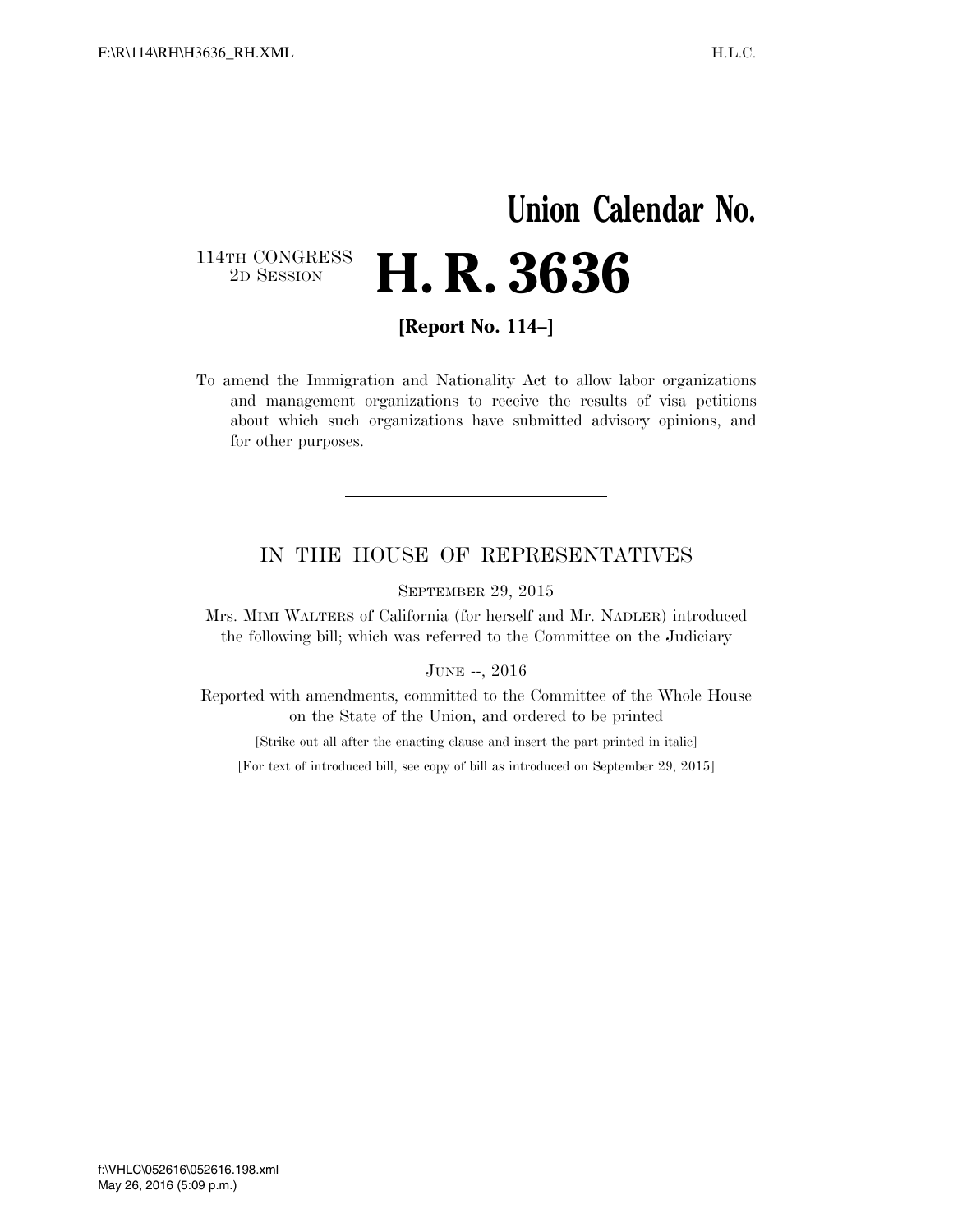# Union Calendar No.

114TH CONGRESS
2D SESSION

# H. R. 3636

**[Report No. 114–]**

To amend the Immigration and Nationality Act to allow labor organizations and management organizations to receive the results of visa petitions about which such organizations have submitted advisory opinions, and for other purposes.

---

## IN THE HOUSE OF REPRESENTATIVES

SEPTEMBER 29, 2015

Mrs. MIMI WALTERS of California (for herself and Mr. NADLER) introduced the following bill; which was referred to the Committee on the Judiciary

JUNE --, 2016

Reported with amendments, committed to the Committee of the Whole House on the State of the Union, and ordered to be printed

[Strike out all after the enacting clause and insert the part printed in italic]

[For text of introduced bill, see copy of bill as introduced on September 29, 2015]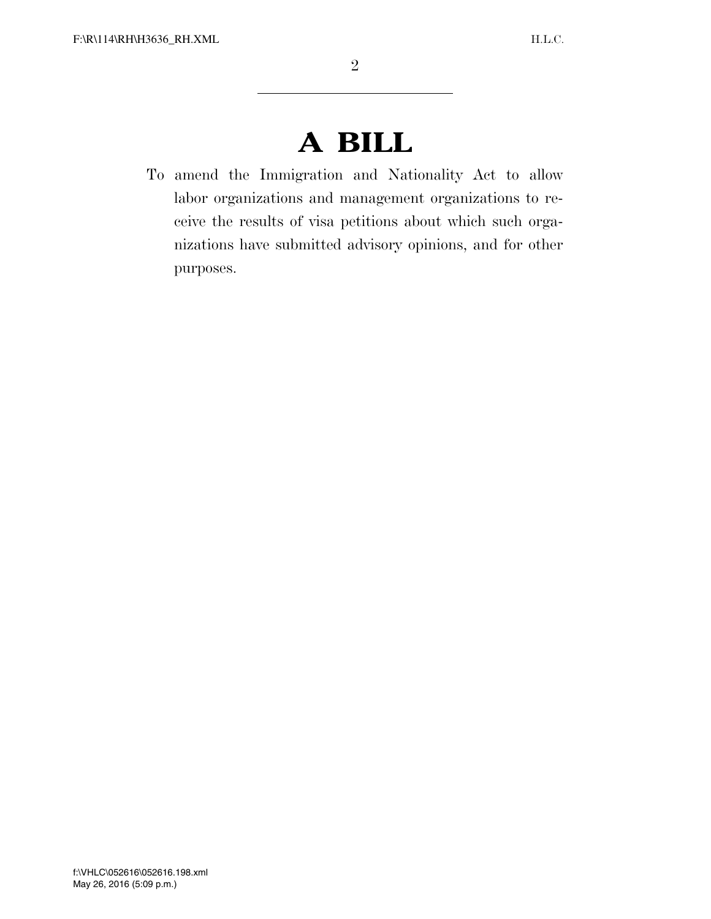# A BILL

To amend the Immigration and Nationality Act to allow labor organizations and management organizations to receive the results of visa petitions about which such organizations have submitted advisory opinions, and for other purposes.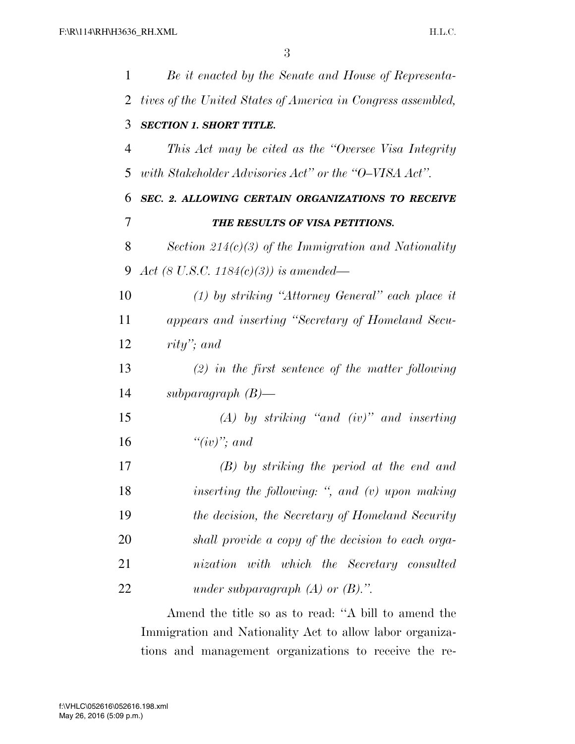*Be it enacted by the Senate and House of Representatives of the United States of America in Congress assembled,*

***SECTION 1. SHORT TITLE.***

*This Act may be cited as the "Oversee Visa Integrity with Stakeholder Advisories Act" or the "O–VISA Act".*

***SEC. 2. ALLOWING CERTAIN ORGANIZATIONS TO RECEIVE THE RESULTS OF VISA PETITIONS.***

*Section 214(c)(3) of the Immigration and Nationality Act (8 U.S.C. 1184(c)(3)) is amended—*

*(1) by striking "Attorney General" each place it appears and inserting "Secretary of Homeland Security"; and*

*(2) in the first sentence of the matter following subparagraph (B)—*

*(A) by striking "and (iv)" and inserting "(iv)"; and*

*(B) by striking the period at the end and inserting the following: ", and (v) upon making the decision, the Secretary of Homeland Security shall provide a copy of the decision to each organization with which the Secretary consulted under subparagraph (A) or (B).".*

Amend the title so as to read: "A bill to amend the Immigration and Nationality Act to allow labor organizations and management organizations to receive the re-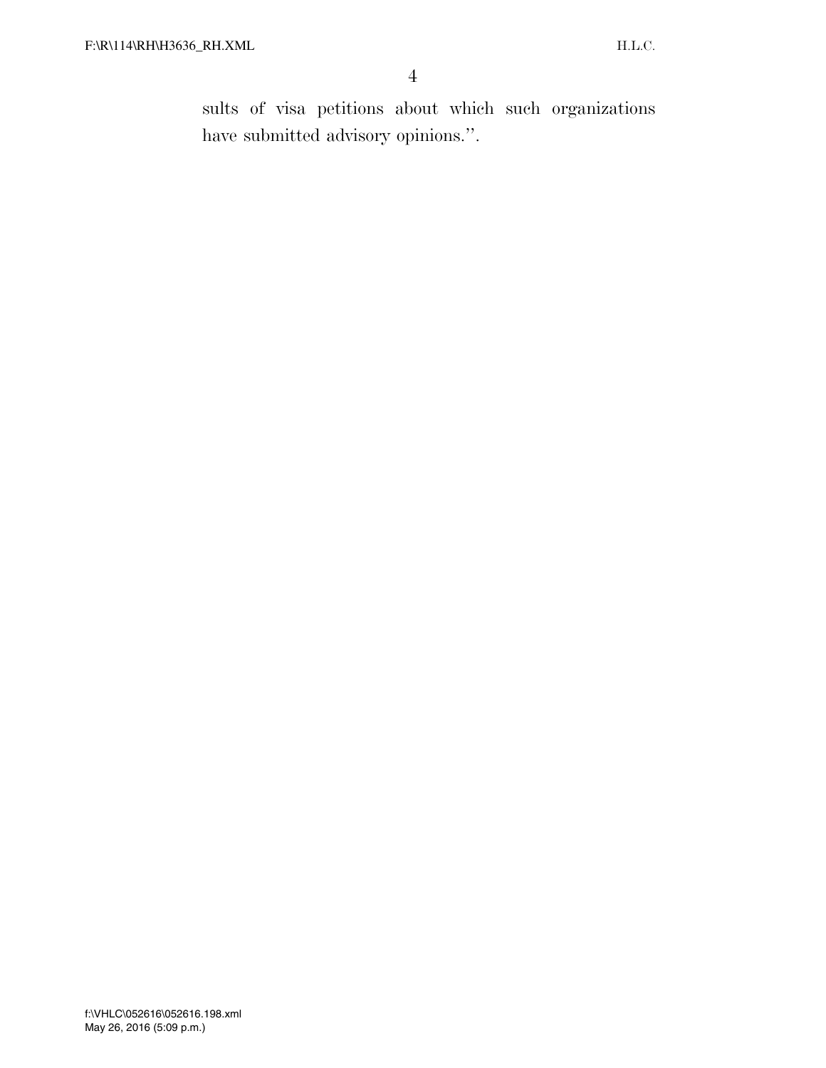sults of visa petitions about which such organizations have submitted advisory opinions.''.